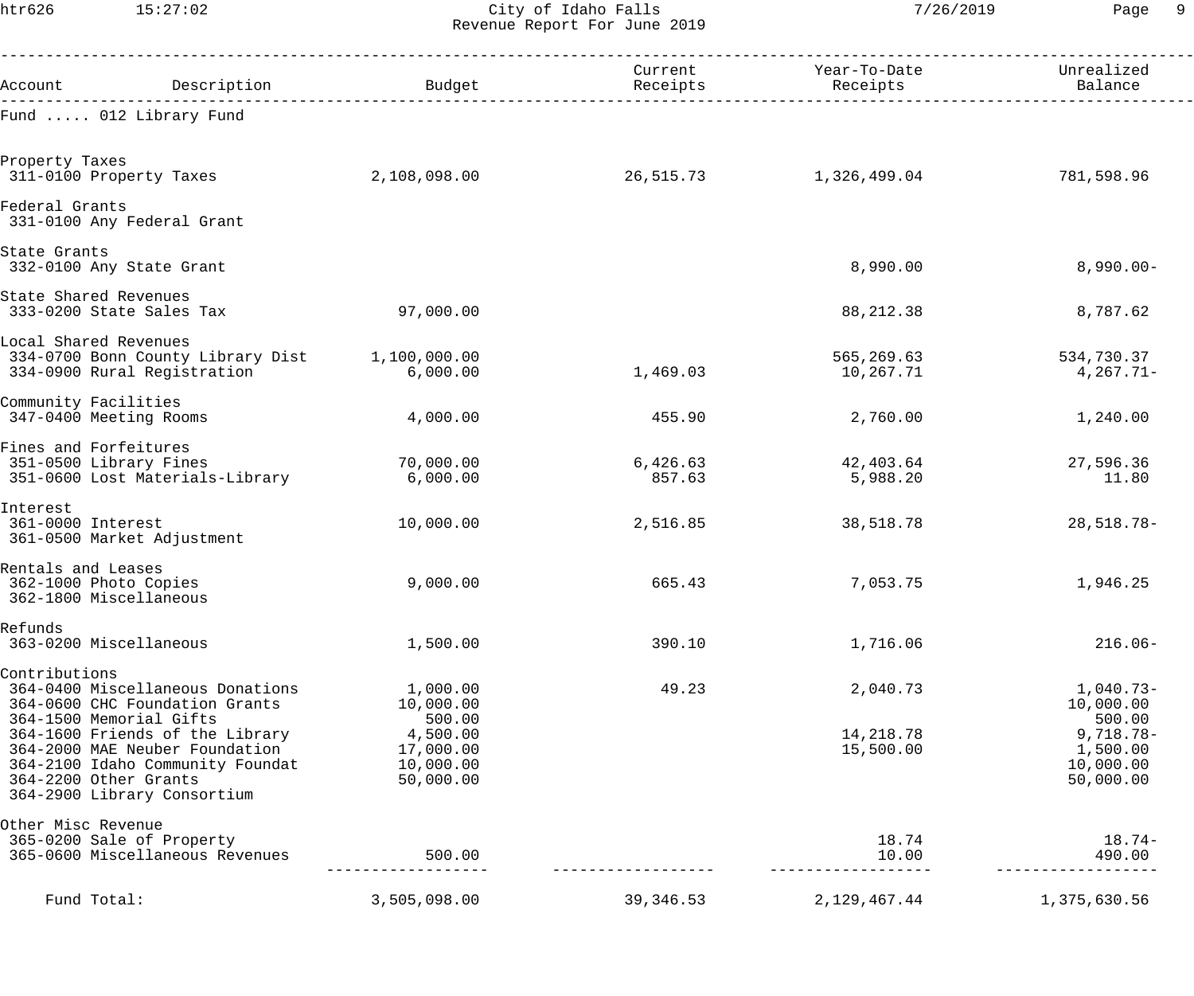City of Idaho Falls
Revenue Report For June 2019

| Account | Description | Budget | Current Receipts | Year-To-Date Receipts | Unrealized Balance |
|---|---|---|---|---|---|
| Fund ..... 012 Library Fund | | | | | |
| Property Taxes | | | | | |
| 311-0100 | Property Taxes | 2,108,098.00 | 26,515.73 | 1,326,499.04 | 781,598.96 |
| Federal Grants | | | | | |
| 331-0100 | Any Federal Grant | | | | |
| State Grants | | | | | |
| 332-0100 | Any State Grant | | | 8,990.00 | 8,990.00- |
| State Shared Revenues | | | | | |
| 333-0200 | State Sales Tax | 97,000.00 | | 88,212.38 | 8,787.62 |
| Local Shared Revenues | | | | | |
| 334-0700 | Bonn County Library Dist | 1,100,000.00 | | 565,269.63 | 534,730.37 |
| 334-0900 | Rural Registration | 6,000.00 | 1,469.03 | 10,267.71 | 4,267.71- |
| Community Facilities | | | | | |
| 347-0400 | Meeting Rooms | 4,000.00 | 455.90 | 2,760.00 | 1,240.00 |
| Fines and Forfeitures | | | | | |
| 351-0500 | Library Fines | 70,000.00 | 6,426.63 | 42,403.64 | 27,596.36 |
| 351-0600 | Lost Materials-Library | 6,000.00 | 857.63 | 5,988.20 | 11.80 |
| Interest | | | | | |
| 361-0000 | Interest | 10,000.00 | 2,516.85 | 38,518.78 | 28,518.78- |
| 361-0500 | Market Adjustment | | | | |
| Rentals and Leases | | | | | |
| 362-1000 | Photo Copies | 9,000.00 | 665.43 | 7,053.75 | 1,946.25 |
| 362-1800 | Miscellaneous | | | | |
| Refunds | | | | | |
| 363-0200 | Miscellaneous | 1,500.00 | 390.10 | 1,716.06 | 216.06- |
| Contributions | | | | | |
| 364-0400 | Miscellaneous Donations | 1,000.00 | 49.23 | 2,040.73 | 1,040.73- |
| 364-0600 | CHC Foundation Grants | 10,000.00 | | | 10,000.00 |
| 364-1500 | Memorial Gifts | 500.00 | | | 500.00 |
| 364-1600 | Friends of the Library | 4,500.00 | | 14,218.78 | 9,718.78- |
| 364-2000 | MAE Neuber Foundation | 17,000.00 | | 15,500.00 | 1,500.00 |
| 364-2100 | Idaho Community Foundat | 10,000.00 | | | 10,000.00 |
| 364-2200 | Other Grants | 50,000.00 | | | 50,000.00 |
| 364-2900 | Library Consortium | | | | |
| Other Misc Revenue | | | | | |
| 365-0200 | Sale of Property | | | 18.74 | 18.74- |
| 365-0600 | Miscellaneous Revenues | 500.00 | | 10.00 | 490.00 |
| Fund Total: | | 3,505,098.00 | 39,346.53 | 2,129,467.44 | 1,375,630.56 |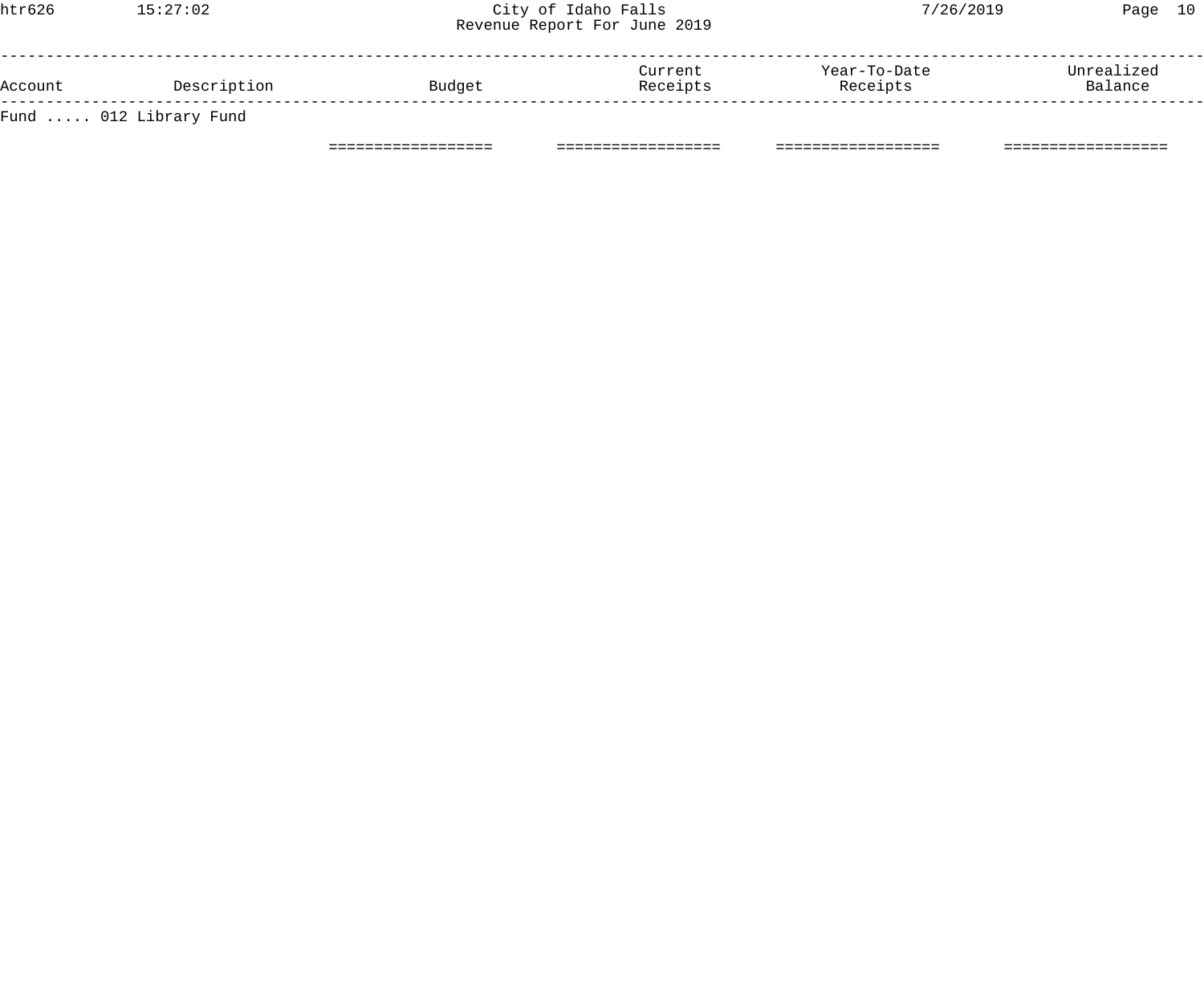City of Idaho Falls
Revenue Report For June 2019

| Account | Description | Budget | Current Receipts | Year-To-Date Receipts | Unrealized Balance |
|---|---|---|---|---|---|
| Fund ..... 012 Library Fund | | | | | |
| | | ================== | ================== | ================== | ================== |